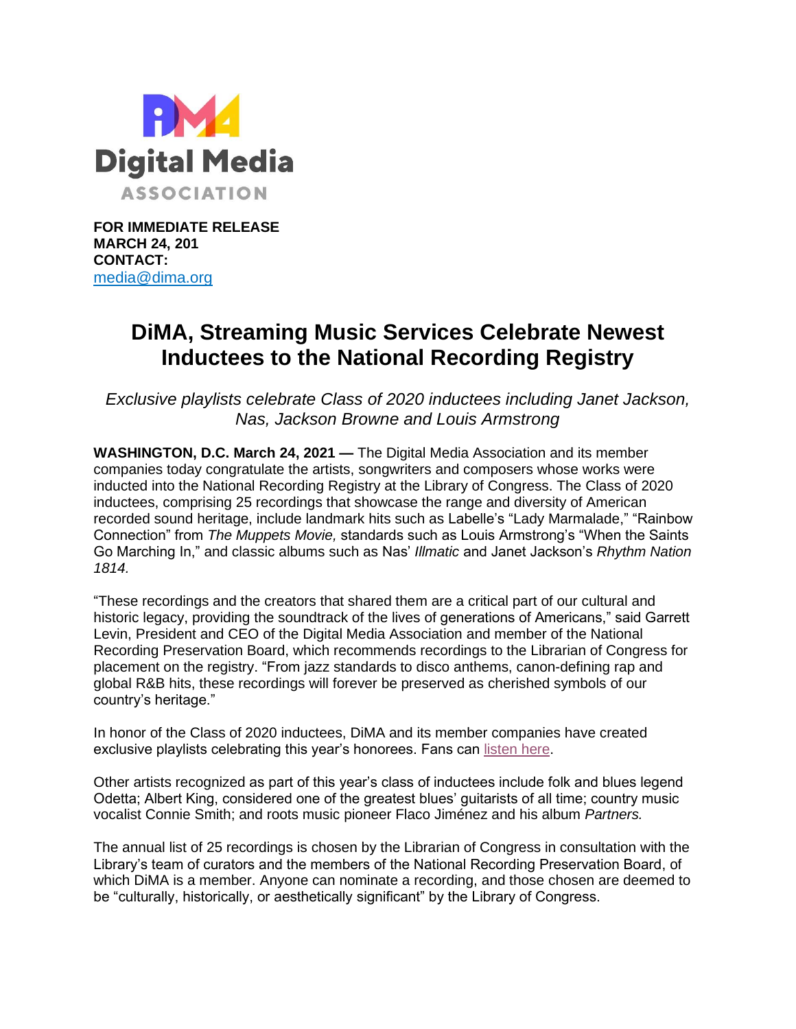**Digital Media ASSOCIATION**

**FOR IMMEDIATE RELEASE**
**MARCH 24, 201**
**CONTACT:**
[media@dima.org](mailto:media@dima.org)

# DiMA, Streaming Music Services Celebrate Newest Inductees to the National Recording Registry

*Exclusive playlists celebrate Class of 2020 inductees including Janet Jackson, Nas, Jackson Browne and Louis Armstrong*

**WASHINGTON, D.C. March 24, 2021 —** The Digital Media Association and its member companies today congratulate the artists, songwriters and composers whose works were inducted into the National Recording Registry at the Library of Congress. The Class of 2020 inductees, comprising 25 recordings that showcase the range and diversity of American recorded sound heritage, include landmark hits such as Labelle's "Lady Marmalade," "Rainbow Connection" from *The Muppets Movie,* standards such as Louis Armstrong's "When the Saints Go Marching In," and classic albums such as Nas' *Illmatic* and Janet Jackson's *Rhythm Nation 1814.*

"These recordings and the creators that shared them are a critical part of our cultural and historic legacy, providing the soundtrack of the lives of generations of Americans," said Garrett Levin, President and CEO of the Digital Media Association and member of the National Recording Preservation Board, which recommends recordings to the Librarian of Congress for placement on the registry. "From jazz standards to disco anthems, canon-defining rap and global R&B hits, these recordings will forever be preserved as cherished symbols of our country's heritage."

In honor of the Class of 2020 inductees, DiMA and its member companies have created exclusive playlists celebrating this year's honorees. Fans can listen here.

Other artists recognized as part of this year's class of inductees include folk and blues legend Odetta; Albert King, considered one of the greatest blues' guitarists of all time; country music vocalist Connie Smith; and roots music pioneer Flaco Jiménez and his album *Partners.*

The annual list of 25 recordings is chosen by the Librarian of Congress in consultation with the Library's team of curators and the members of the National Recording Preservation Board, of which DiMA is a member. Anyone can nominate a recording, and those chosen are deemed to be "culturally, historically, or aesthetically significant" by the Library of Congress.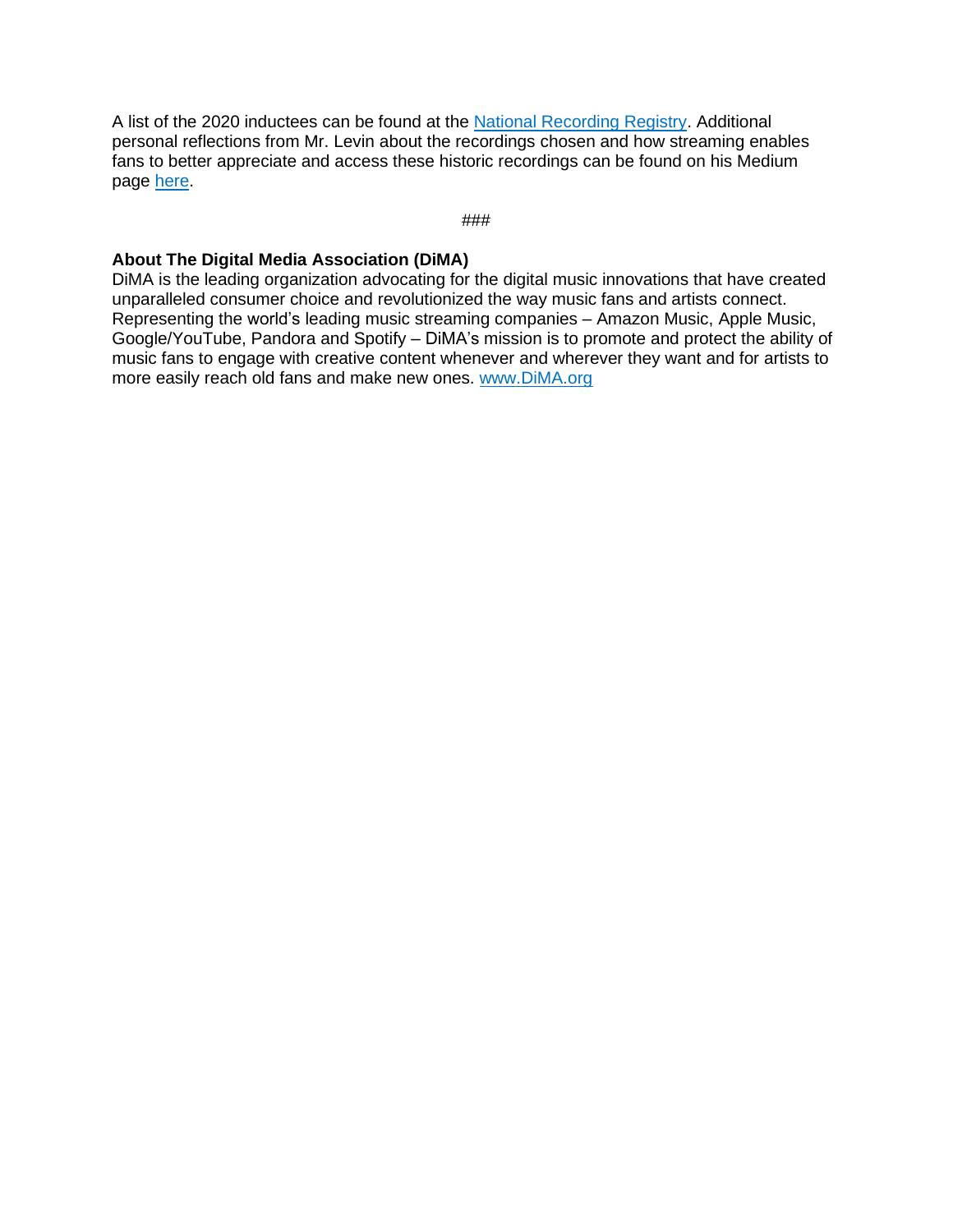A list of the 2020 inductees can be found at the National Recording Registry. Additional personal reflections from Mr. Levin about the recordings chosen and how streaming enables fans to better appreciate and access these historic recordings can be found on his Medium page here.

###

**About The Digital Media Association (DiMA)**
DiMA is the leading organization advocating for the digital music innovations that have created unparalleled consumer choice and revolutionized the way music fans and artists connect. Representing the world's leading music streaming companies – Amazon Music, Apple Music, Google/YouTube, Pandora and Spotify – DiMA's mission is to promote and protect the ability of music fans to engage with creative content whenever and wherever they want and for artists to more easily reach old fans and make new ones. www.DiMA.org